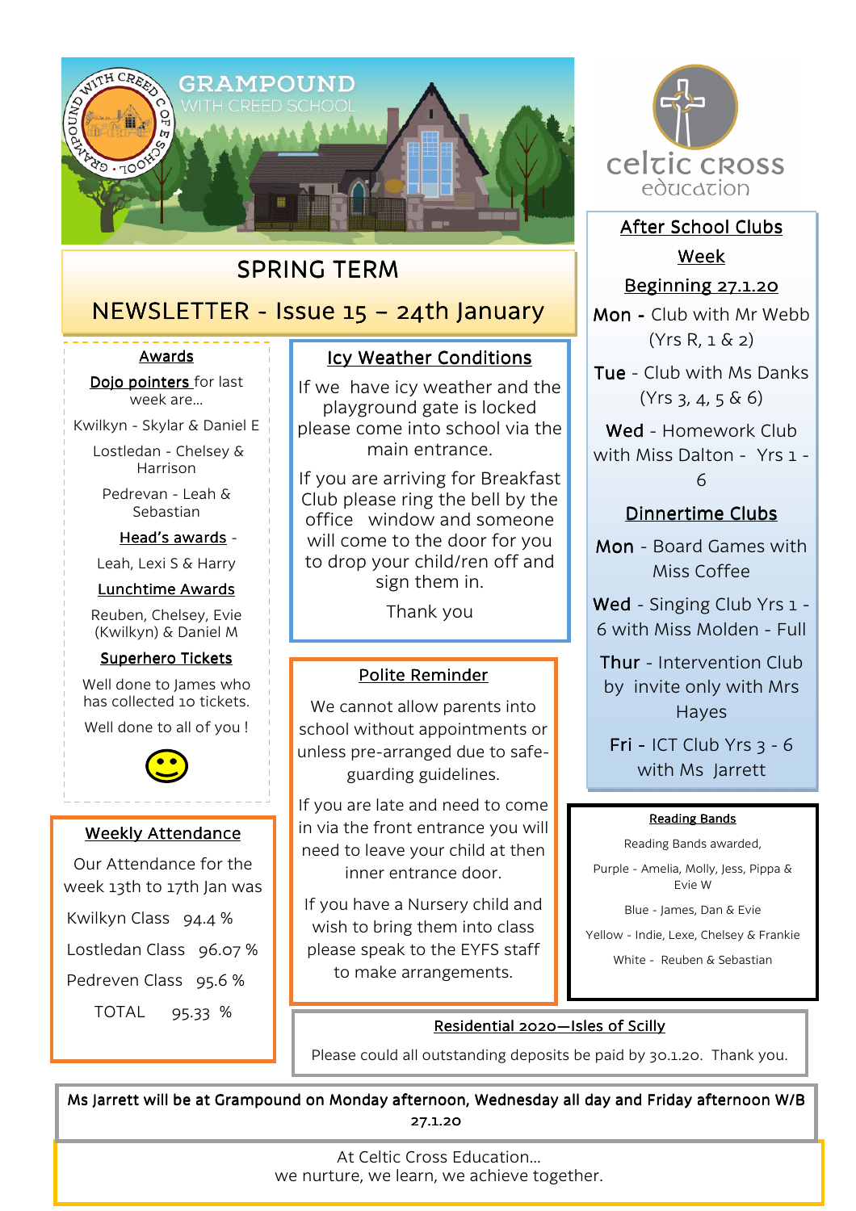GRAMPOUND WITH CREED SCHOOL

celtic cross education

# SPRING TERM

# NEWSLETTER - Issue 15 – 24th January

## Awards

**Dojo pointers** for last week are…

Kwilkyn - Skylar & Daniel E

Lostledan - Chelsey & Harrison

Pedrevan - Leah & Sebastian

**Head's awards** -

Leah, Lexi S & Harry

**Lunchtime Awards**

Reuben, Chelsey, Evie (Kwilkyn) & Daniel M

**Superhero Tickets**

Well done to James who has collected 10 tickets.

Well done to all of you !

## Weekly Attendance

Our Attendance for the week 13th to 17th Jan was

| Class | Attendance |
|---|---|
| Kwilkyn Class | 94.4 % |
| Lostledan Class | 96.07 % |
| Pedreven Class | 95.6 % |
| TOTAL | 95.33 % |

## Icy Weather Conditions

If we have icy weather and the playground gate is locked please come into school via the main entrance.

If you are arriving for Breakfast Club please ring the bell by the office window and someone will come to the door for you to drop your child/ren off and sign them in.

Thank you

## Polite Reminder

We cannot allow parents into school without appointments or unless pre-arranged due to safe-guarding guidelines.

If you are late and need to come in via the front entrance you will need to leave your child at then inner entrance door.

If you have a Nursery child and wish to bring them into class please speak to the EYFS staff to make arrangements.

## After School Clubs Week Beginning 27.1.20

**Mon** - Club with Mr Webb (Yrs R, 1 & 2)

**Tue** - Club with Ms Danks (Yrs 3, 4, 5 & 6)

**Wed** - Homework Club with Miss Dalton - Yrs 1 - 6

## Dinnertime Clubs

**Mon** - Board Games with Miss Coffee

**Wed** - Singing Club Yrs 1 - 6 with Miss Molden - Full

**Thur** - Intervention Club by invite only with Mrs Hayes

**Fri** - ICT Club Yrs 3 - 6 with Ms Jarrett

## Reading Bands

Reading Bands awarded,

Purple - Amelia, Molly, Jess, Pippa & Evie W

Blue - James, Dan & Evie

Yellow - Indie, Lexe, Chelsey & Frankie

White - Reuben & Sebastian

## Residential 2020—Isles of Scilly

Please could all outstanding deposits be paid by 30.1.20. Thank you.

**Ms Jarrett will be at Grampound on Monday afternoon, Wednesday all day and Friday afternoon W/B 27.1.20**

At Celtic Cross Education…
we nurture, we learn, we achieve together.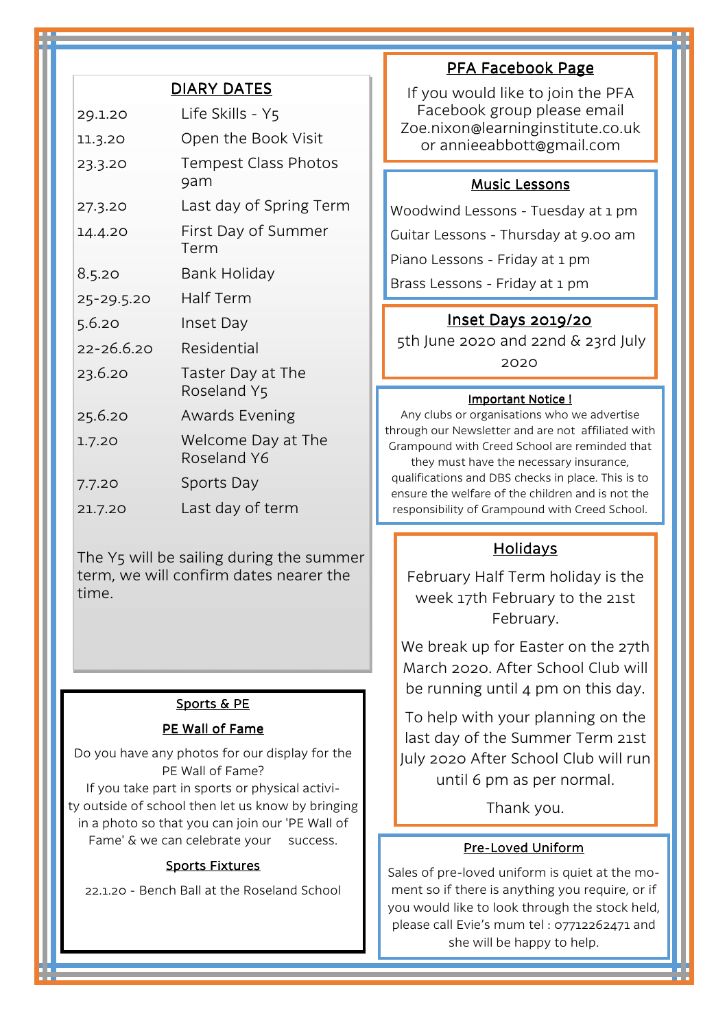## DIARY DATES

| | |
|---|---|
| 29.1.20 | Life Skills - Y5 |
| 11.3.20 | Open the Book Visit |
| 23.3.20 | Tempest Class Photos 9am |
| 27.3.20 | Last day of Spring Term |
| 14.4.20 | First Day of Summer Term |
| 8.5.20 | Bank Holiday |
| 25-29.5.20 | Half Term |
| 5.6.20 | Inset Day |
| 22-26.6.20 | Residential |
| 23.6.20 | Taster Day at The Roseland Y5 |
| 25.6.20 | Awards Evening |
| 1.7.20 | Welcome Day at The Roseland Y6 |
| 7.7.20 | Sports Day |
| 21.7.20 | Last day of term |

The Y5 will be sailing during the summer term, we will confirm dates nearer the time.

## Sports & PE

### PE Wall of Fame

Do you have any photos for our display for the PE Wall of Fame?
If you take part in sports or physical activity outside of school then let us know by bringing in a photo so that you can join our 'PE Wall of Fame' & we can celebrate your success.

### Sports Fixtures

22.1.20 - Bench Ball at the Roseland School

## PFA Facebook Page

If you would like to join the PFA Facebook group please email Zoe.nixon@learninginstitute.co.uk or annieeabbott@gmail.com

## Music Lessons

Woodwind Lessons - Tuesday at 1 pm

Guitar Lessons - Thursday at 9.00 am

Piano Lessons - Friday at 1 pm

Brass Lessons - Friday at 1 pm

## Inset Days 2019/20

5th June 2020 and 22nd & 23rd July 2020

## Important Notice !

Any clubs or organisations who we advertise through our Newsletter and are not affiliated with Grampound with Creed School are reminded that they must have the necessary insurance, qualifications and DBS checks in place. This is to ensure the welfare of the children and is not the responsibility of Grampound with Creed School.

## Holidays

February Half Term holiday is the week 17th February to the 21st February.

We break up for Easter on the 27th March 2020. After School Club will be running until 4 pm on this day.

To help with your planning on the last day of the Summer Term 21st July 2020 After School Club will run until 6 pm as per normal.

Thank you.

## Pre-Loved Uniform

Sales of pre-loved uniform is quiet at the moment so if there is anything you require, or if you would like to look through the stock held, please call Evie's mum tel : 07712262471 and she will be happy to help.